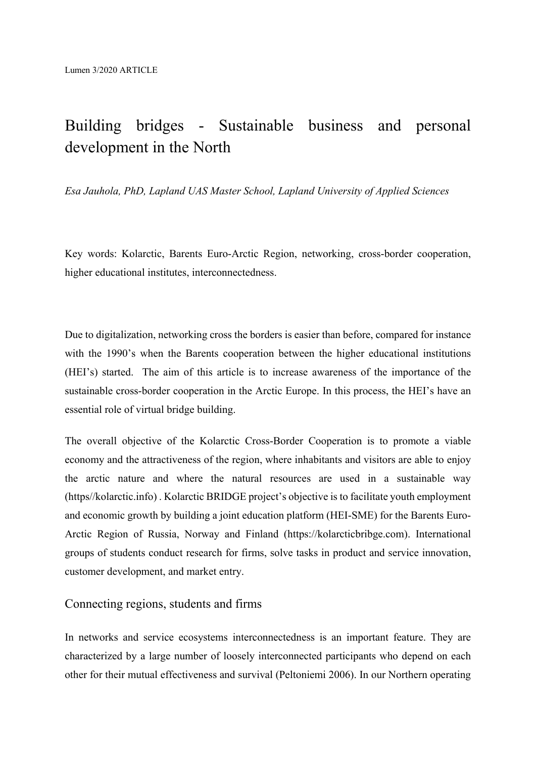Lumen 3/2020 ARTICLE

# Building bridges - Sustainable business and personal development in the North

*Esa Jauhola, PhD, Lapland UAS Master School, Lapland University of Applied Sciences*

Key words: Kolarctic, Barents Euro-Arctic Region, networking, cross-border cooperation, higher educational institutes, interconnectedness.

Due to digitalization, networking cross the borders is easier than before, compared for instance with the 1990's when the Barents cooperation between the higher educational institutions (HEI's) started. The aim of this article is to increase awareness of the importance of the sustainable cross-border cooperation in the Arctic Europe. In this process, the HEI's have an essential role of virtual bridge building.

The overall objective of the Kolarctic Cross-Border Cooperation is to promote a viable economy and the attractiveness of the region, where inhabitants and visitors are able to enjoy the arctic nature and where the natural resources are used in a sustainable way (https//kolarctic.info) . Kolarctic BRIDGE project's objective is to facilitate youth employment and economic growth by building a joint education platform (HEI-SME) for the Barents Euro-Arctic Region of Russia, Norway and Finland (https://kolarcticbribge.com). International groups of students conduct research for firms, solve tasks in product and service innovation, customer development, and market entry.

## Connecting regions, students and firms

In networks and service ecosystems interconnectedness is an important feature. They are characterized by a large number of loosely interconnected participants who depend on each other for their mutual effectiveness and survival (Peltoniemi 2006). In our Northern operating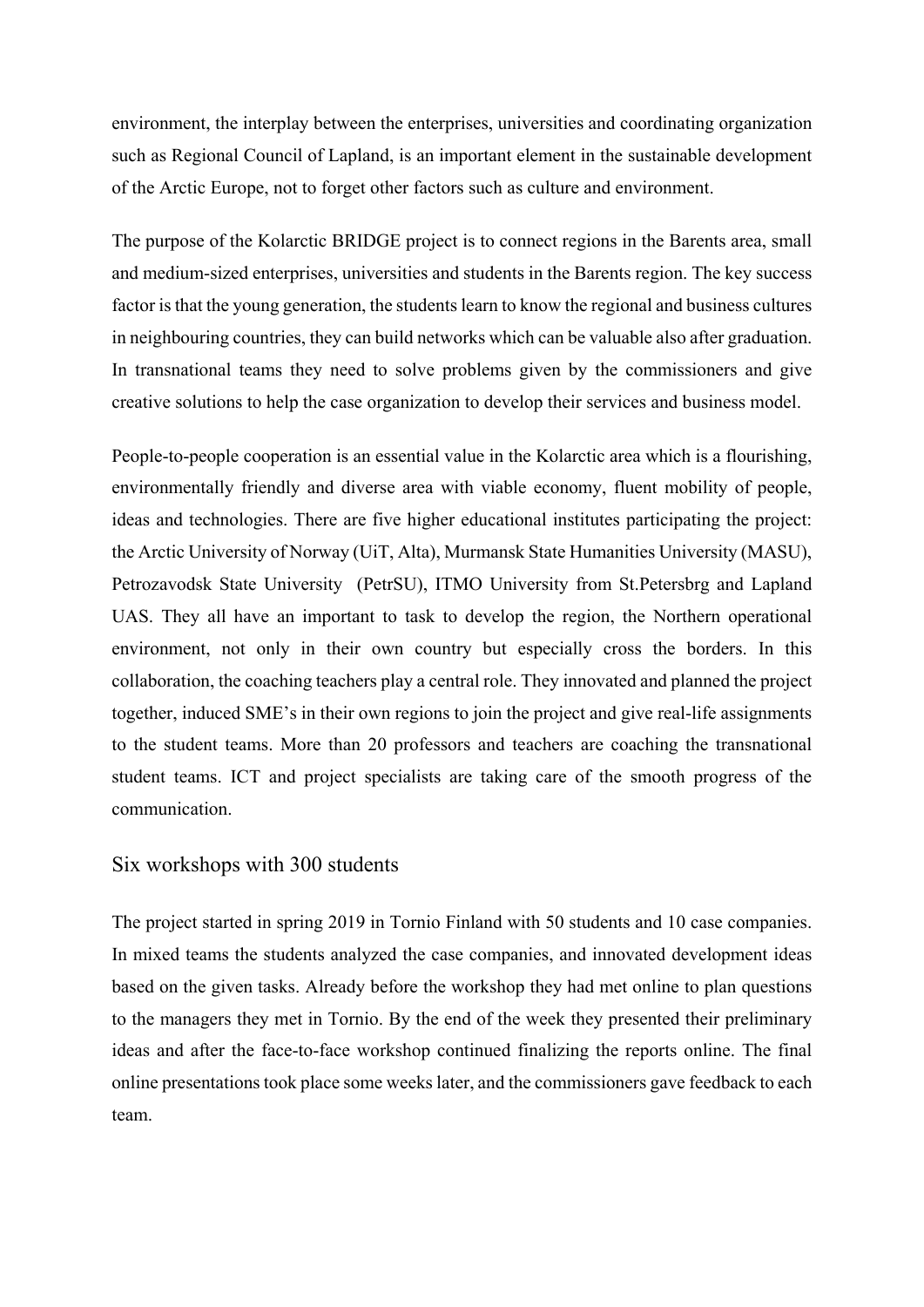environment, the interplay between the enterprises, universities and coordinating organization such as Regional Council of Lapland, is an important element in the sustainable development of the Arctic Europe, not to forget other factors such as culture and environment.

The purpose of the Kolarctic BRIDGE project is to connect regions in the Barents area, small and medium-sized enterprises, universities and students in the Barents region. The key success factor is that the young generation, the students learn to know the regional and business cultures in neighbouring countries, they can build networks which can be valuable also after graduation. In transnational teams they need to solve problems given by the commissioners and give creative solutions to help the case organization to develop their services and business model.

People-to-people cooperation is an essential value in the Kolarctic area which is a flourishing, environmentally friendly and diverse area with viable economy, fluent mobility of people, ideas and technologies. There are five higher educational institutes participating the project: the Arctic University of Norway (UiT, Alta), Murmansk State Humanities University (MASU), Petrozavodsk State University (PetrSU), ITMO University from St.Petersbrg and Lapland UAS. They all have an important to task to develop the region, the Northern operational environment, not only in their own country but especially cross the borders. In this collaboration, the coaching teachers play a central role. They innovated and planned the project together, induced SME's in their own regions to join the project and give real-life assignments to the student teams. More than 20 professors and teachers are coaching the transnational student teams. ICT and project specialists are taking care of the smooth progress of the communication.

## Six workshops with 300 students

The project started in spring 2019 in Tornio Finland with 50 students and 10 case companies. In mixed teams the students analyzed the case companies, and innovated development ideas based on the given tasks. Already before the workshop they had met online to plan questions to the managers they met in Tornio. By the end of the week they presented their preliminary ideas and after the face-to-face workshop continued finalizing the reports online. The final online presentations took place some weeks later, and the commissioners gave feedback to each team.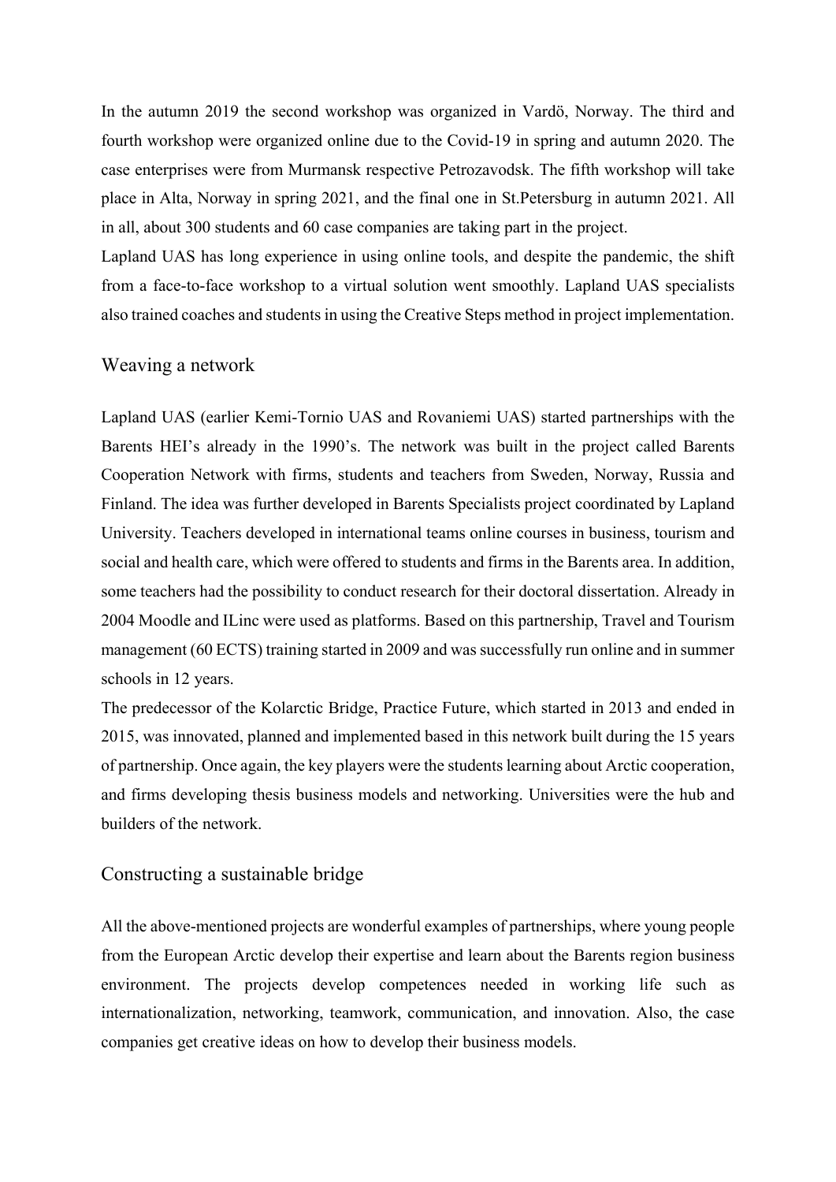In the autumn 2019 the second workshop was organized in Vardö, Norway. The third and fourth workshop were organized online due to the Covid-19 in spring and autumn 2020. The case enterprises were from Murmansk respective Petrozavodsk. The fifth workshop will take place in Alta, Norway in spring 2021, and the final one in St.Petersburg in autumn 2021. All in all, about 300 students and 60 case companies are taking part in the project.

Lapland UAS has long experience in using online tools, and despite the pandemic, the shift from a face-to-face workshop to a virtual solution went smoothly. Lapland UAS specialists also trained coaches and students in using the Creative Steps method in project implementation.

## Weaving a network

Lapland UAS (earlier Kemi-Tornio UAS and Rovaniemi UAS) started partnerships with the Barents HEI's already in the 1990's. The network was built in the project called Barents Cooperation Network with firms, students and teachers from Sweden, Norway, Russia and Finland. The idea was further developed in Barents Specialists project coordinated by Lapland University. Teachers developed in international teams online courses in business, tourism and social and health care, which were offered to students and firms in the Barents area. In addition, some teachers had the possibility to conduct research for their doctoral dissertation. Already in 2004 Moodle and ILinc were used as platforms. Based on this partnership, Travel and Tourism management (60 ECTS) training started in 2009 and was successfully run online and in summer schools in 12 years.

The predecessor of the Kolarctic Bridge, Practice Future, which started in 2013 and ended in 2015, was innovated, planned and implemented based in this network built during the 15 years of partnership. Once again, the key players were the students learning about Arctic cooperation, and firms developing thesis business models and networking. Universities were the hub and builders of the network.

## Constructing a sustainable bridge

All the above-mentioned projects are wonderful examples of partnerships, where young people from the European Arctic develop their expertise and learn about the Barents region business environment. The projects develop competences needed in working life such as internationalization, networking, teamwork, communication, and innovation. Also, the case companies get creative ideas on how to develop their business models.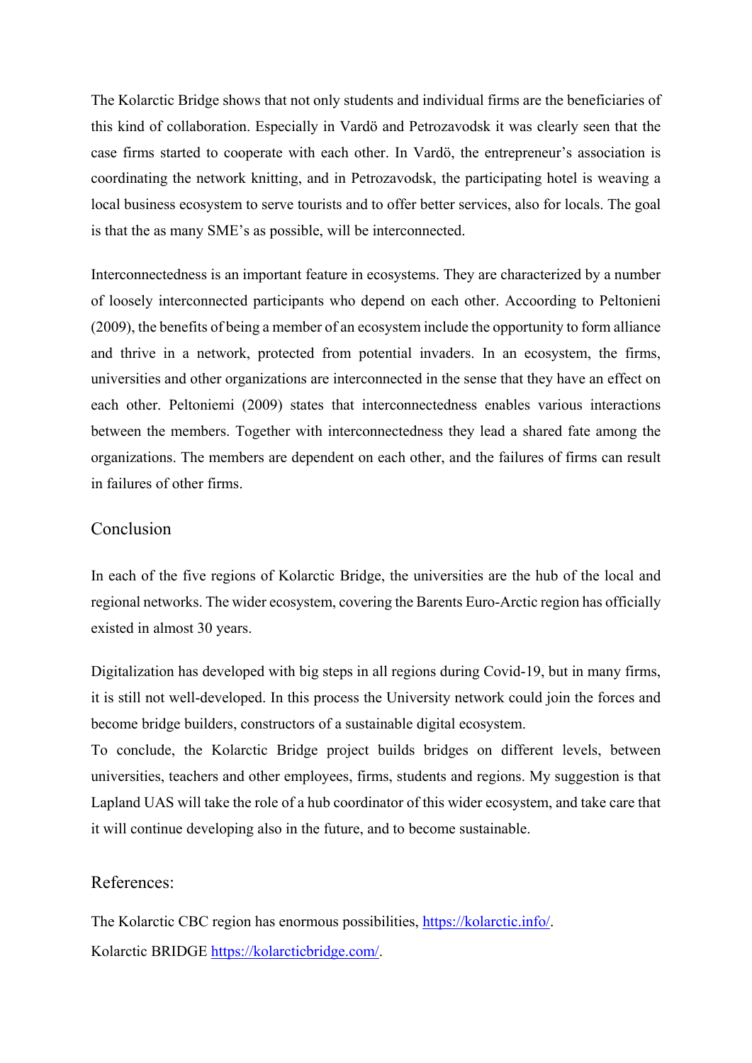The Kolarctic Bridge shows that not only students and individual firms are the beneficiaries of this kind of collaboration. Especially in Vardö and Petrozavodsk it was clearly seen that the case firms started to cooperate with each other. In Vardö, the entrepreneur's association is coordinating the network knitting, and in Petrozavodsk, the participating hotel is weaving a local business ecosystem to serve tourists and to offer better services, also for locals. The goal is that the as many SME's as possible, will be interconnected.

Interconnectedness is an important feature in ecosystems. They are characterized by a number of loosely interconnected participants who depend on each other. Accoording to Peltonieni (2009), the benefits of being a member of an ecosystem include the opportunity to form alliance and thrive in a network, protected from potential invaders. In an ecosystem, the firms, universities and other organizations are interconnected in the sense that they have an effect on each other. Peltoniemi (2009) states that interconnectedness enables various interactions between the members. Together with interconnectedness they lead a shared fate among the organizations. The members are dependent on each other, and the failures of firms can result in failures of other firms.

## Conclusion

In each of the five regions of Kolarctic Bridge, the universities are the hub of the local and regional networks. The wider ecosystem, covering the Barents Euro-Arctic region has officially existed in almost 30 years.

Digitalization has developed with big steps in all regions during Covid-19, but in many firms, it is still not well-developed. In this process the University network could join the forces and become bridge builders, constructors of a sustainable digital ecosystem.
To conclude, the Kolarctic Bridge project builds bridges on different levels, between universities, teachers and other employees, firms, students and regions. My suggestion is that Lapland UAS will take the role of a hub coordinator of this wider ecosystem, and take care that it will continue developing also in the future, and to become sustainable.

## References:

The Kolarctic CBC region has enormous possibilities, https://kolarctic.info/.

Kolarctic BRIDGE https://kolarcticbridge.com/.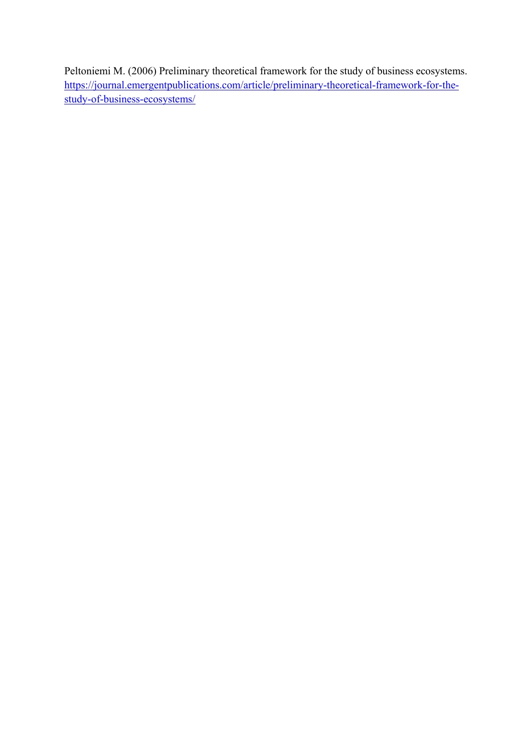Peltoniemi M. (2006) Preliminary theoretical framework for the study of business ecosystems. [https://journal.emergentpublications.com/article/preliminary-theoretical-framework-for-the-study-of-business-ecosystems/](https://journal.emergentpublications.com/article/preliminary-theoretical-framework-for-the-study-of-business-ecosystems/)